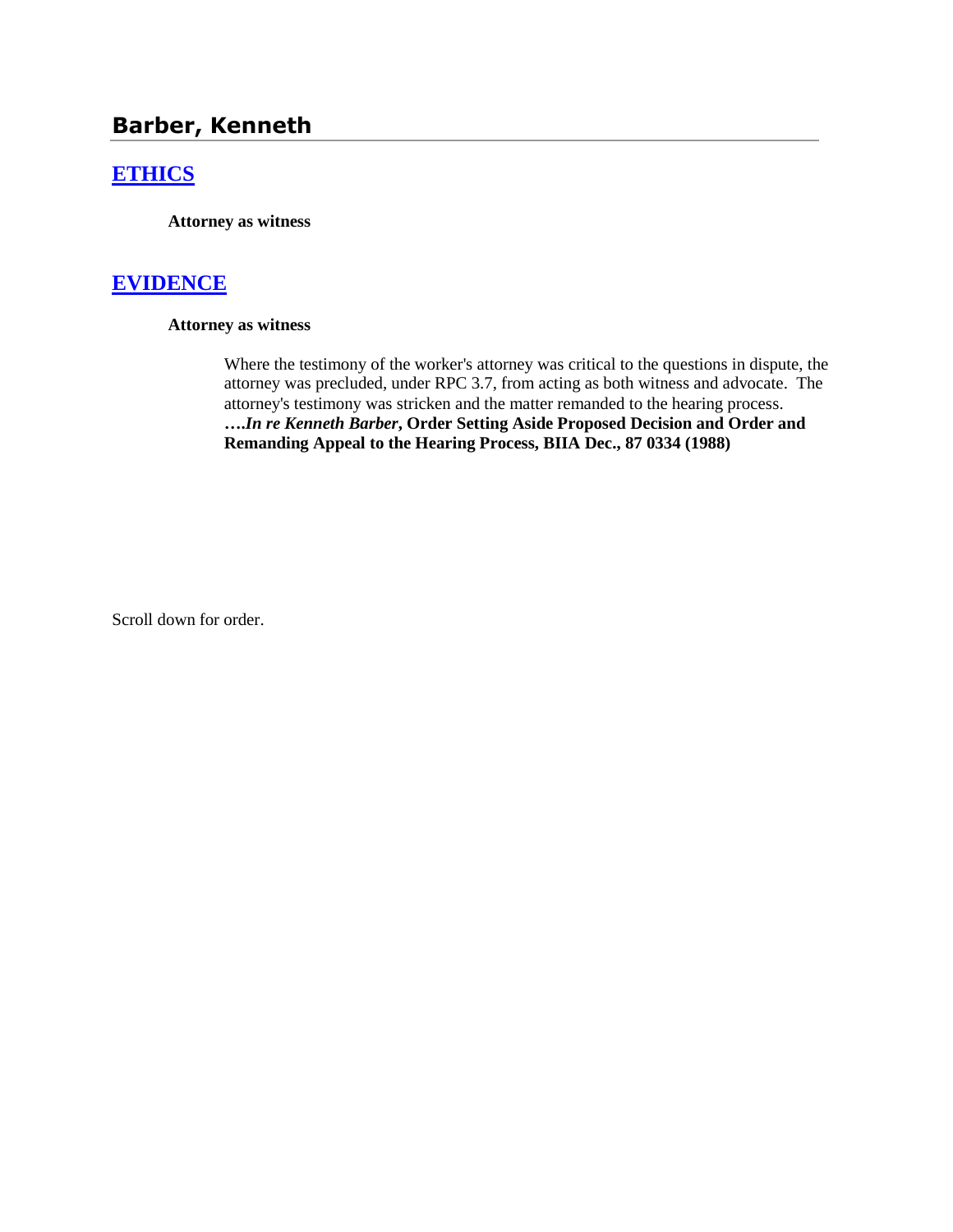## Barber, Kenneth

### [ETHICS]

**Attorney as witness**

### [EVIDENCE]

**Attorney as witness**

Where the testimony of the worker's attorney was critical to the questions in dispute, the attorney was precluded, under RPC 3.7, from acting as both witness and advocate. The attorney's testimony was stricken and the matter remanded to the hearing process. ***….In re Kenneth Barber*, Order Setting Aside Proposed Decision and Order and Remanding Appeal to the Hearing Process, BIIA Dec., 87 0334 (1988)**

Scroll down for order.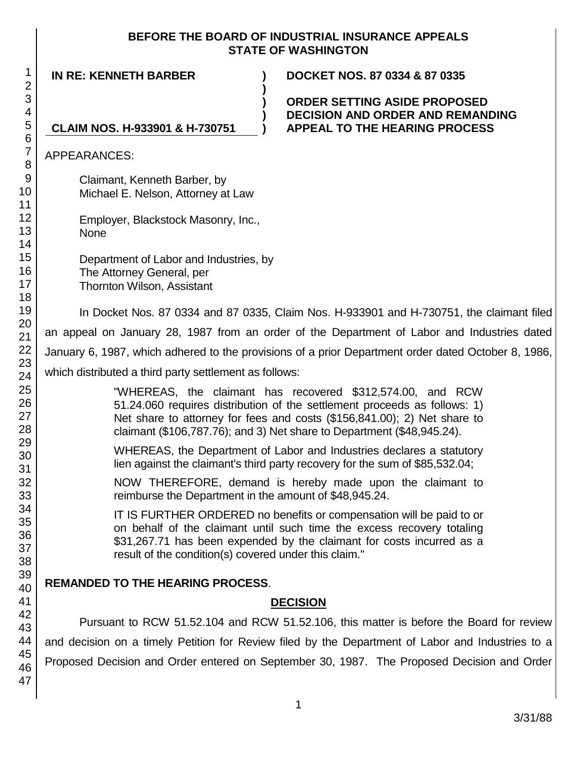**BEFORE THE BOARD OF INDUSTRIAL INSURANCE APPEALS**
**STATE OF WASHINGTON**

| | | |
|---|---|---|
| **IN RE: KENNETH BARBER** | **)** | **DOCKET NOS. 87 0334 & 87 0335** |
| | **)** | |
| | **)** | **ORDER SETTING ASIDE PROPOSED** |
| | **)** | **DECISION AND ORDER AND REMANDING** |
| **CLAIM NOS. H-933901 & H-730751** | **)** | **APPEAL TO THE HEARING PROCESS** |

APPEARANCES:

Claimant, Kenneth Barber, by
Michael E. Nelson, Attorney at Law

Employer, Blackstock Masonry, Inc.,
None

Department of Labor and Industries, by
The Attorney General, per
Thornton Wilson, Assistant

In Docket Nos. 87 0334 and 87 0335, Claim Nos. H-933901 and H-730751, the claimant filed an appeal on January 28, 1987 from an order of the Department of Labor and Industries dated January 6, 1987, which adhered to the provisions of a prior Department order dated October 8, 1986, which distributed a third party settlement as follows:

> "WHEREAS, the claimant has recovered $312,574.00, and RCW 51.24.060 requires distribution of the settlement proceeds as follows: 1) Net share to attorney for fees and costs ($156,841.00); 2) Net share to claimant ($106,787.76); and 3) Net share to Department ($48,945.24).
>
> WHEREAS, the Department of Labor and Industries declares a statutory lien against the claimant's third party recovery for the sum of $85,532.04;
>
> NOW THEREFORE, demand is hereby made upon the claimant to reimburse the Department in the amount of $48,945.24.
>
> IT IS FURTHER ORDERED no benefits or compensation will be paid to or on behalf of the claimant until such time the excess recovery totaling $31,267.71 has been expended by the claimant for costs incurred as a result of the condition(s) covered under this claim."

**REMANDED TO THE HEARING PROCESS**.

## DECISION

Pursuant to RCW 51.52.104 and RCW 51.52.106, this matter is before the Board for review and decision on a timely Petition for Review filed by the Department of Labor and Industries to a Proposed Decision and Order entered on September 30, 1987. The Proposed Decision and Order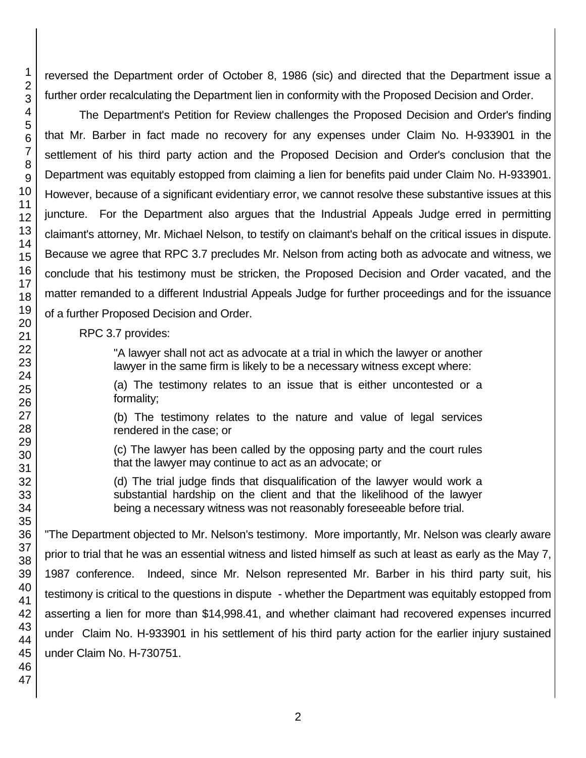reversed the Department order of October 8, 1986 (sic) and directed that the Department issue a further order recalculating the Department lien in conformity with the Proposed Decision and Order.

The Department's Petition for Review challenges the Proposed Decision and Order's finding that Mr. Barber in fact made no recovery for any expenses under Claim No. H-933901 in the settlement of his third party action and the Proposed Decision and Order's conclusion that the Department was equitably estopped from claiming a lien for benefits paid under Claim No. H-933901. However, because of a significant evidentiary error, we cannot resolve these substantive issues at this juncture. For the Department also argues that the Industrial Appeals Judge erred in permitting claimant's attorney, Mr. Michael Nelson, to testify on claimant's behalf on the critical issues in dispute. Because we agree that RPC 3.7 precludes Mr. Nelson from acting both as advocate and witness, we conclude that his testimony must be stricken, the Proposed Decision and Order vacated, and the matter remanded to a different Industrial Appeals Judge for further proceedings and for the issuance of a further Proposed Decision and Order.

RPC 3.7 provides:

> "A lawyer shall not act as advocate at a trial in which the lawyer or another lawyer in the same firm is likely to be a necessary witness except where:
>
> (a) The testimony relates to an issue that is either uncontested or a formality;
>
> (b) The testimony relates to the nature and value of legal services rendered in the case; or
>
> (c) The lawyer has been called by the opposing party and the court rules that the lawyer may continue to act as an advocate; or
>
> (d) The trial judge finds that disqualification of the lawyer would work a substantial hardship on the client and that the likelihood of the lawyer being a necessary witness was not reasonably foreseeable before trial.

"The Department objected to Mr. Nelson's testimony. More importantly, Mr. Nelson was clearly aware prior to trial that he was an essential witness and listed himself as such at least as early as the May 7, 1987 conference. Indeed, since Mr. Nelson represented Mr. Barber in his third party suit, his testimony is critical to the questions in dispute - whether the Department was equitably estopped from asserting a lien for more than $14,998.41, and whether claimant had recovered expenses incurred under Claim No. H-933901 in his settlement of his third party action for the earlier injury sustained under Claim No. H-730751.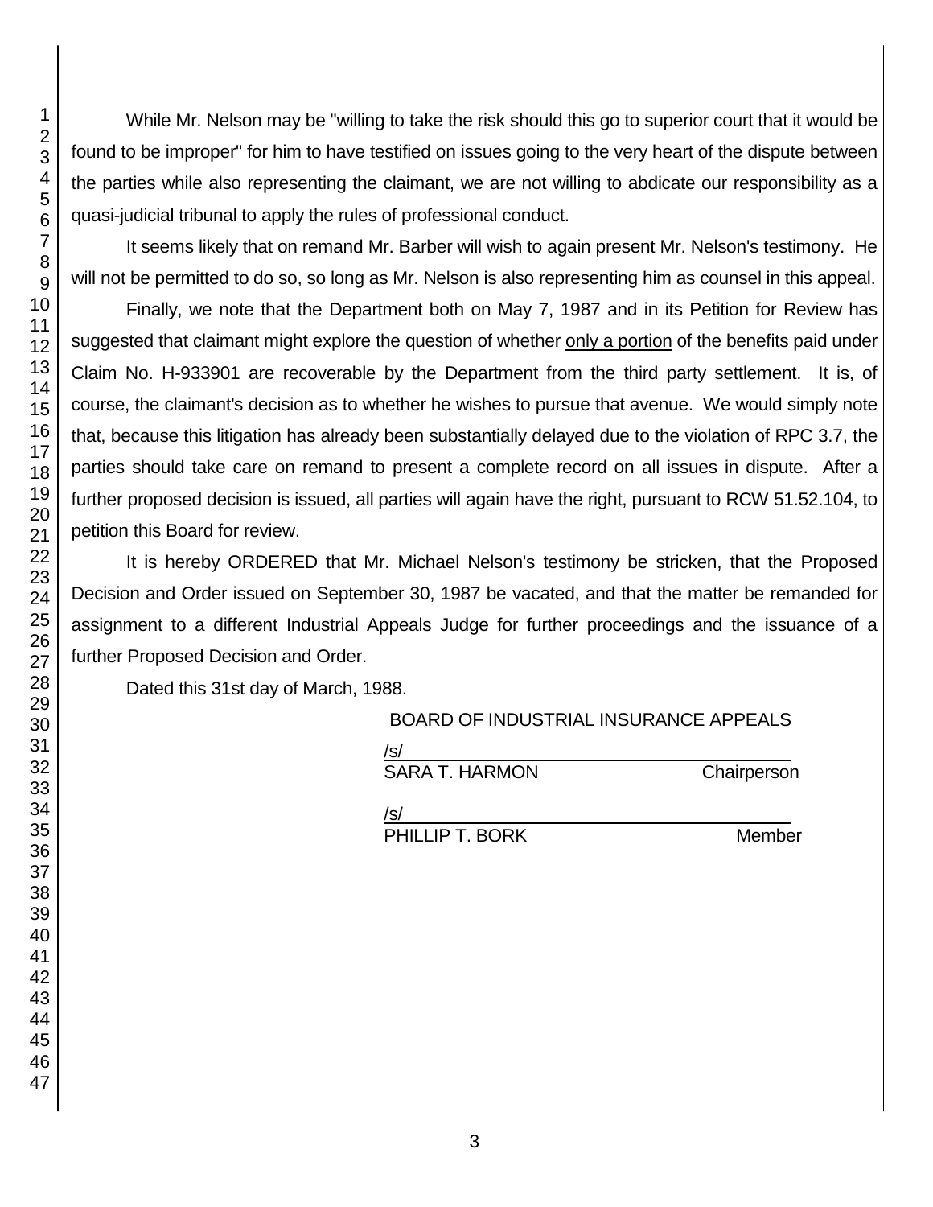While Mr. Nelson may be "willing to take the risk should this go to superior court that it would be found to be improper" for him to have testified on issues going to the very heart of the dispute between the parties while also representing the claimant, we are not willing to abdicate our responsibility as a quasi-judicial tribunal to apply the rules of professional conduct.

It seems likely that on remand Mr. Barber will wish to again present Mr. Nelson's testimony. He will not be permitted to do so, so long as Mr. Nelson is also representing him as counsel in this appeal.

Finally, we note that the Department both on May 7, 1987 and in its Petition for Review has suggested that claimant might explore the question of whether only a portion of the benefits paid under Claim No. H-933901 are recoverable by the Department from the third party settlement. It is, of course, the claimant's decision as to whether he wishes to pursue that avenue. We would simply note that, because this litigation has already been substantially delayed due to the violation of RPC 3.7, the parties should take care on remand to present a complete record on all issues in dispute. After a further proposed decision is issued, all parties will again have the right, pursuant to RCW 51.52.104, to petition this Board for review.

It is hereby ORDERED that Mr. Michael Nelson's testimony be stricken, that the Proposed Decision and Order issued on September 30, 1987 be vacated, and that the matter be remanded for assignment to a different Industrial Appeals Judge for further proceedings and the issuance of a further Proposed Decision and Order.

Dated this 31st day of March, 1988.

BOARD OF INDUSTRIAL INSURANCE APPEALS

/s/
SARA T. HARMON Chairperson

/s/
PHILLIP T. BORK Member